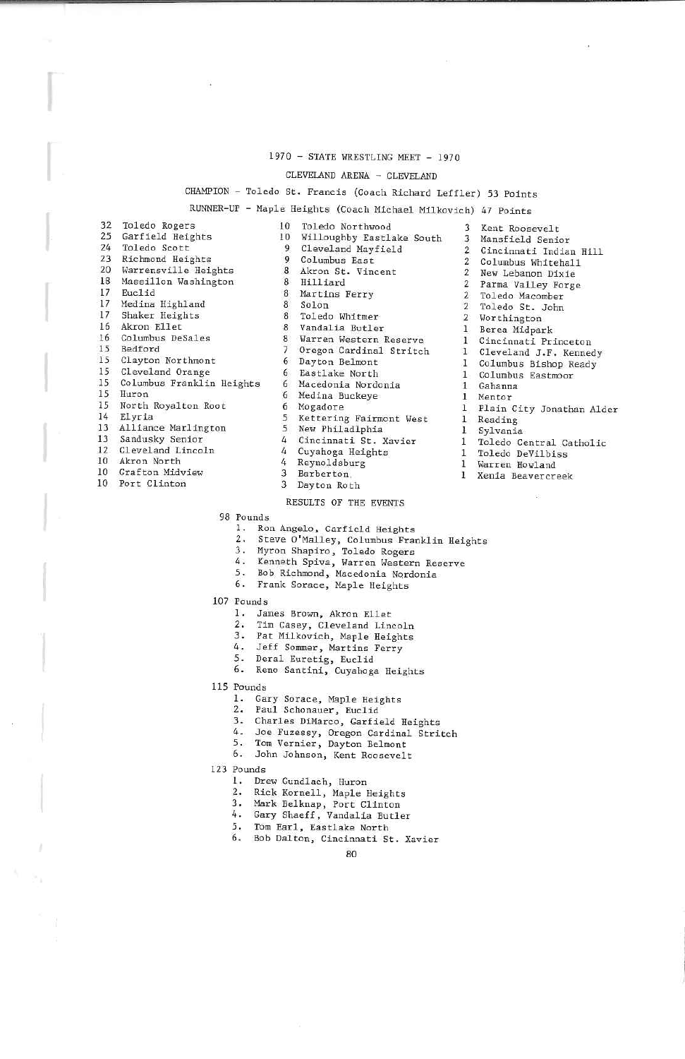# 1970 – STATE WRESTLING MEET – 1970

CLEVELAND ARENA – CLEVELAND

CHAMPION – Toledo St. Francis (Coach Richard Leffler) 53 Points

RUNNER-UP – Maple Heights (Coach Michael Milkovich) 47 Points

| | | | | | |
|---|---|---|---|---|---|
| 32 | Toledo Rogers | 10 | Toledo Northwood | 3 | Kent Roosevelt |
| 25 | Garfield Heights | 10 | Willoughby Eastlake South | 3 | Mansfield Senior |
| 24 | Toledo Scott | 9 | Cleveland Mayfield | 2 | Cincinnati Indian Hill |
| 23 | Richmond Heights | 9 | Columbus East | 2 | Columbus Whitehall |
| 20 | Warrensville Heights | 8 | Akron St. Vincent | 2 | New Lebanon Dixie |
| 18 | Massillon Washington | 8 | Hilliard | 2 | Parma Valley Forge |
| 17 | Euclid | 8 | Martins Ferry | 2 | Toledo Macomber |
| 17 | Medina Highland | 8 | Solon | 2 | Toledo St. John |
| 17 | Shaker Heights | 8 | Toledo Whitmer | 2 | Worthington |
| 16 | Akron Ellet | 8 | Vandalia Butler | 1 | Berea Midpark |
| 16 | Columbus DeSales | 8 | Warren Western Reserve | 1 | Cincinnati Princeton |
| 15 | Bedford | 7 | Oregon Cardinal Stritch | 1 | Cleveland J.F. Kennedy |
| 15 | Clayton Northmont | 6 | Dayton Belmont | 1 | Columbus Bishop Ready |
| 15 | Cleveland Orange | 6 | Eastlake North | 1 | Columbus Eastmoor |
| 15 | Columbus Franklin Heights | 6 | Macedonia Nordonia | 1 | Gahanna |
| 15 | Huron | 6 | Medina Buckeye | 1 | Mentor |
| 15 | North Royalton Root | 6 | Mogadore | 1 | Plain City Jonathan Alder |
| 14 | Elyria | 5 | Kettering Fairmont West | 1 | Reading |
| 13 | Alliance Marlington | 5 | New Philadlphia | 1 | Sylvania |
| 13 | Sandusky Senior | 4 | Cincinnati St. Xavier | 1 | Toledo Central Catholic |
| 12 | Cleveland Lincoln | 4 | Cuyahoga Heights | 1 | Toledo DeVilbiss |
| 10 | Akron North | 4 | Reynoldsburg | 1 | Warren Howland |
| 10 | Grafton Midview | 3 | Barberton | 1 | Xenia Beavercreek |
| 10 | Port Clinton | 3 | Dayton Roth | | |

## RESULTS OF THE EVENTS

### 98 Pounds
1. Ron Angelo, Garfield Heights
2. Steve O'Malley, Columbus Franklin Heights
3. Myron Shapiro, Toledo Rogers
4. Kenneth Spivs, Warren Western Reserve
5. Bob Richmond, Macedonia Nordonia
6. Frank Sorace, Maple Heights

### 107 Pounds
1. James Brown, Akron Ellet
2. Tim Casey, Cleveland Lincoln
3. Pat Milkovich, Maple Heights
4. Jeff Sommer, Martins Ferry
5. Deral Euretig, Euclid
6. Reno Santini, Cuyahoga Heights

### 115 Pounds
1. Gary Sorace, Maple Heights
2. Paul Schonauer, Euclid
3. Charles DiMarco, Garfield Heights
4. Joe Fuzessy, Oregon Cardinal Stritch
5. Tom Vernier, Dayton Belmont
6. John Johnson, Kent Roosevelt

### 123 Pounds
1. Drew Gundlach, Huron
2. Rick Kornell, Maple Heights
3. Mark Belknap, Port Clinton
4. Gary Shaeff, Vandalia Butler
5. Tom Earl, Eastlake North
6. Bob Dalton, Cincinnati St. Xavier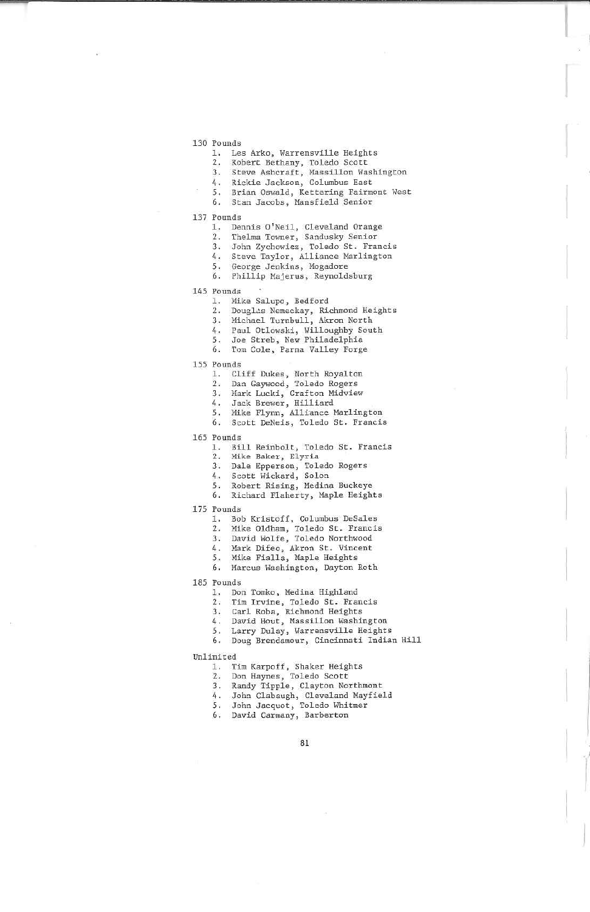130 Pounds

1. Les Arko, Warrensville Heights
2. Robert Bethany, Toledo Scott
3. Steve Ashcraft, Massillon Washington
4. Rickie Jackson, Columbus East
5. Brian Oswald, Kettering Fairmont West
6. Stan Jacobs, Mansfield Senior

137 Pounds

1. Dennis O'Neil, Cleveland Orange
2. Thelma Towner, Sandusky Senior
3. John Zychowicz, Toledo St. Francis
4. Steve Taylor, Alliance Marlington
5. George Jenkins, Mogadore
6. Phillip Majerus, Reynoldsburg

145 Pounds

1. Mike Salupo, Bedford
2. Douglas Nemeckay, Richmond Heights
3. Michael Turnbull, Akron North
4. Paul Otlowski, Willoughby South
5. Joe Streb, New Philadelphia
6. Tom Cole, Parma Valley Forge

155 Pounds

1. Cliff Dukes, North Royalton
2. Dan Gaywood, Toledo Rogers
3. Mark Lucki, Grafton Midview
4. Jack Brewer, Hilliard
5. Mike Flynn, Alliance Marlington
6. Scott DeNeis, Toledo St. Francis

165 Pounds

1. Bill Reinbolt, Toledo St. Francis
2. Mike Baker, Elyria
3. Dale Epperson, Toledo Rogers
4. Scott Wickard, Solon
5. Robert Rising, Medina Buckeye
6. Richard Flaherty, Maple Heights

175 Pounds

1. Bob Kristoff, Columbus DeSales
2. Mike Oldham, Toledo St. Francis
3. David Wolfe, Toledo Northwood
4. Mark Difeo, Akron St. Vincent
5. Mike Fialla, Maple Heights
6. Marcus Washington, Dayton Roth

185 Pounds

1. Don Tomko, Medina Highland
2. Tim Irvine, Toledo St. Francis
3. Carl Roba, Richmond Heights
4. David Hout, Massillon Washington
5. Larry Dulay, Warrensville Heights
6. Doug Brendamour, Cincinnati Indian Hill

Unlimited

1. Tim Karpoff, Shaker Heights
2. Don Haynes, Toledo Scott
3. Randy Tipple, Clayton Northmont
4. John Clabaugh, Cleveland Mayfield
5. John Jacquot, Toledo Whitmer
6. David Carmany, Barberton